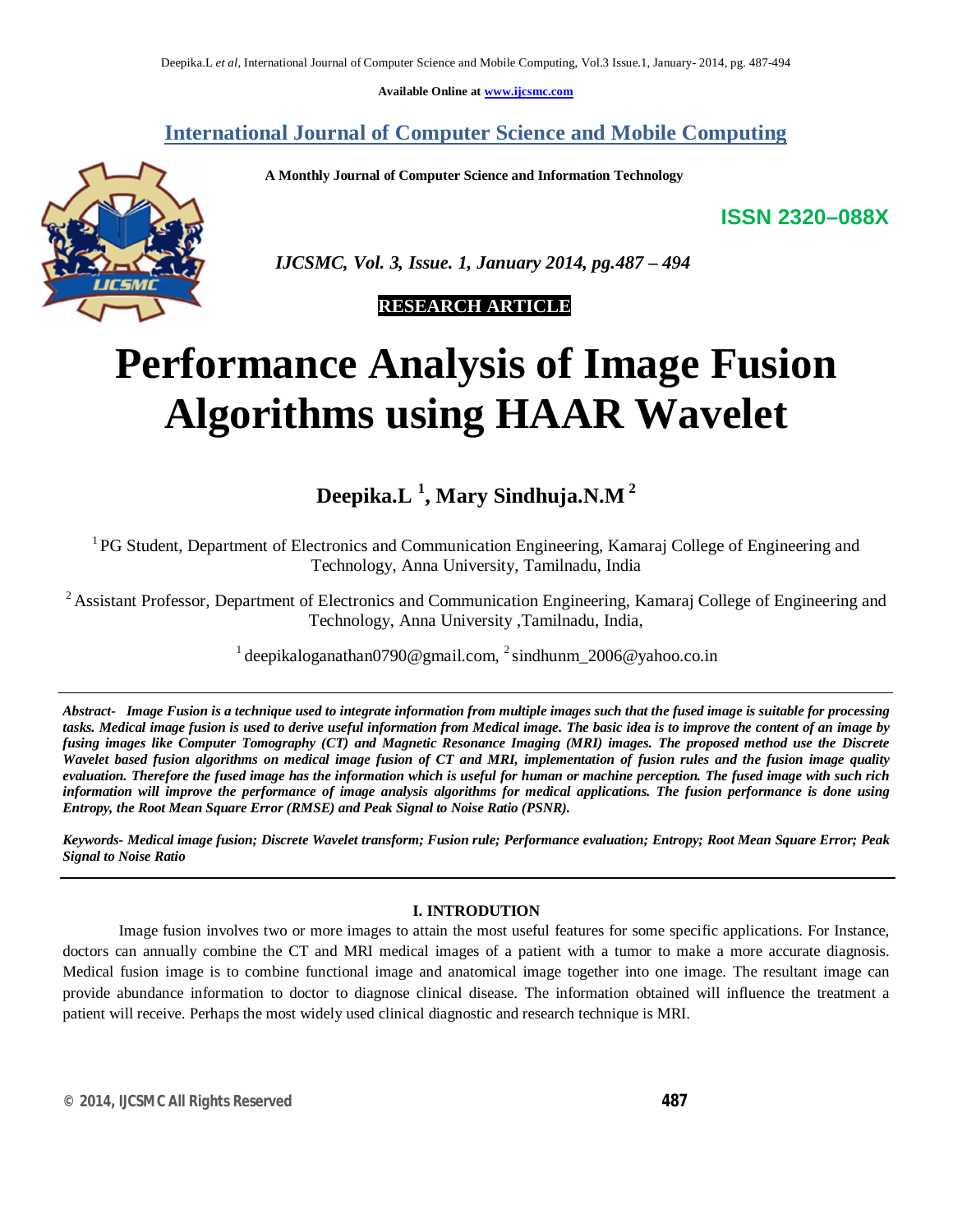**Available Online at www.ijcsmc.com**

## International Journal of Computer Science and Mobile Computing

**A Monthly Journal of Computer Science and Information Technology**

**ISSN 2320–088X**

*IJCSMC, Vol. 3, Issue. 1, January 2014, pg.487 – 494*

**RESEARCH ARTICLE**

# Performance Analysis of Image Fusion Algorithms using HAAR Wavelet

**Deepika.L [1], Mary Sindhuja.N.M [2]**

[1] PG Student, Department of Electronics and Communication Engineering, Kamaraj College of Engineering and Technology, Anna University, Tamilnadu, India

[2] Assistant Professor, Department of Electronics and Communication Engineering, Kamaraj College of Engineering and Technology, Anna University ,Tamilnadu, India,

[1] deepikaloganathan0790@gmail.com, [2] sindhunm_2006@yahoo.co.in

***Abstract-** Image Fusion is a technique used to integrate information from multiple images such that the fused image is suitable for processing tasks. Medical image fusion is used to derive useful information from Medical image. The basic idea is to improve the content of an image by fusing images like Computer Tomography (CT) and Magnetic Resonance Imaging (MRI) images. The proposed method use the Discrete Wavelet based fusion algorithms on medical image fusion of CT and MRI, implementation of fusion rules and the fusion image quality evaluation. Therefore the fused image has the information which is useful for human or machine perception. The fused image with such rich information will improve the performance of image analysis algorithms for medical applications. The fusion performance is done using Entropy, the Root Mean Square Error (RMSE) and Peak Signal to Noise Ratio (PSNR).*

***Keywords-** Medical image fusion; Discrete Wavelet transform; Fusion rule; Performance evaluation; Entropy; Root Mean Square Error; Peak Signal to Noise Ratio*

## I. INTRODUCTION

Image fusion involves two or more images to attain the most useful features for some specific applications. For Instance, doctors can annually combine the CT and MRI medical images of a patient with a tumor to make a more accurate diagnosis. Medical fusion image is to combine functional image and anatomical image together into one image. The resultant image can provide abundance information to doctor to diagnose clinical disease. The information obtained will influence the treatment a patient will receive. Perhaps the most widely used clinical diagnostic and research technique is MRI.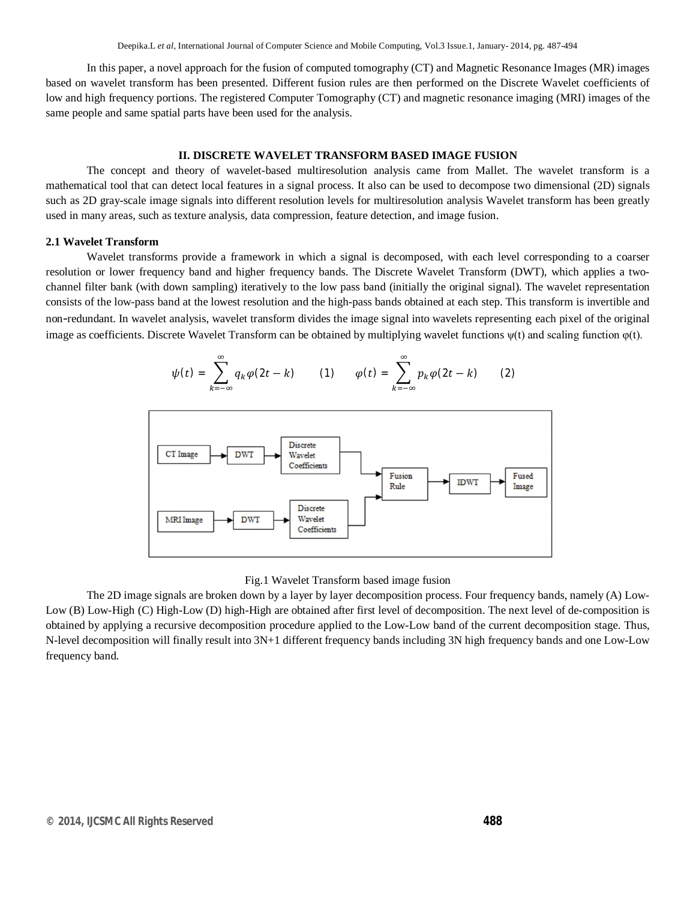In this paper, a novel approach for the fusion of computed tomography (CT) and Magnetic Resonance Images (MR) images based on wavelet transform has been presented. Different fusion rules are then performed on the Discrete Wavelet coefficients of low and high frequency portions. The registered Computer Tomography (CT) and magnetic resonance imaging (MRI) images of the same people and same spatial parts have been used for the analysis.

## II. DISCRETE WAVELET TRANSFORM BASED IMAGE FUSION

The concept and theory of wavelet-based multiresolution analysis came from Mallet. The wavelet transform is a mathematical tool that can detect local features in a signal process. It also can be used to decompose two dimensional (2D) signals such as 2D gray-scale image signals into different resolution levels for multiresolution analysis Wavelet transform has been greatly used in many areas, such as texture analysis, data compression, feature detection, and image fusion.

### 2.1 Wavelet Transform

Wavelet transforms provide a framework in which a signal is decomposed, with each level corresponding to a coarser resolution or lower frequency band and higher frequency bands. The Discrete Wavelet Transform (DWT), which applies a two-channel filter bank (with down sampling) iteratively to the low pass band (initially the original signal). The wavelet representation consists of the low-pass band at the lowest resolution and the high-pass bands obtained at each step. This transform is invertible and non-redundant. In wavelet analysis, wavelet transform divides the image signal into wavelets representing each pixel of the original image as coefficients. Discrete Wavelet Transform can be obtained by multiplying wavelet functions $\psi(t)$ and scaling function $\varphi(t)$.

$$\psi(t) = \sum_{k=-\infty}^{\infty} q_k \varphi(2t-k) \qquad (1) \qquad \varphi(t) = \sum_{k=-\infty}^{\infty} p_k \varphi(2t-k) \qquad (2)$$

```
CT Image  --> DWT --> Discrete Wavelet Coefficients  --\
                                                        --> Fusion Rule --> IDWT --> Fused Image
MRI Image --> DWT --> Discrete Wavelet Coefficients  --/
```

Fig.1 Wavelet Transform based image fusion

The 2D image signals are broken down by a layer by layer decomposition process. Four frequency bands, namely (A) Low-Low (B) Low-High (C) High-Low (D) high-High are obtained after first level of decomposition. The next level of de-composition is obtained by applying a recursive decomposition procedure applied to the Low-Low band of the current decomposition stage. Thus, N-level decomposition will finally result into 3N+1 different frequency bands including 3N high frequency bands and one Low-Low frequency band.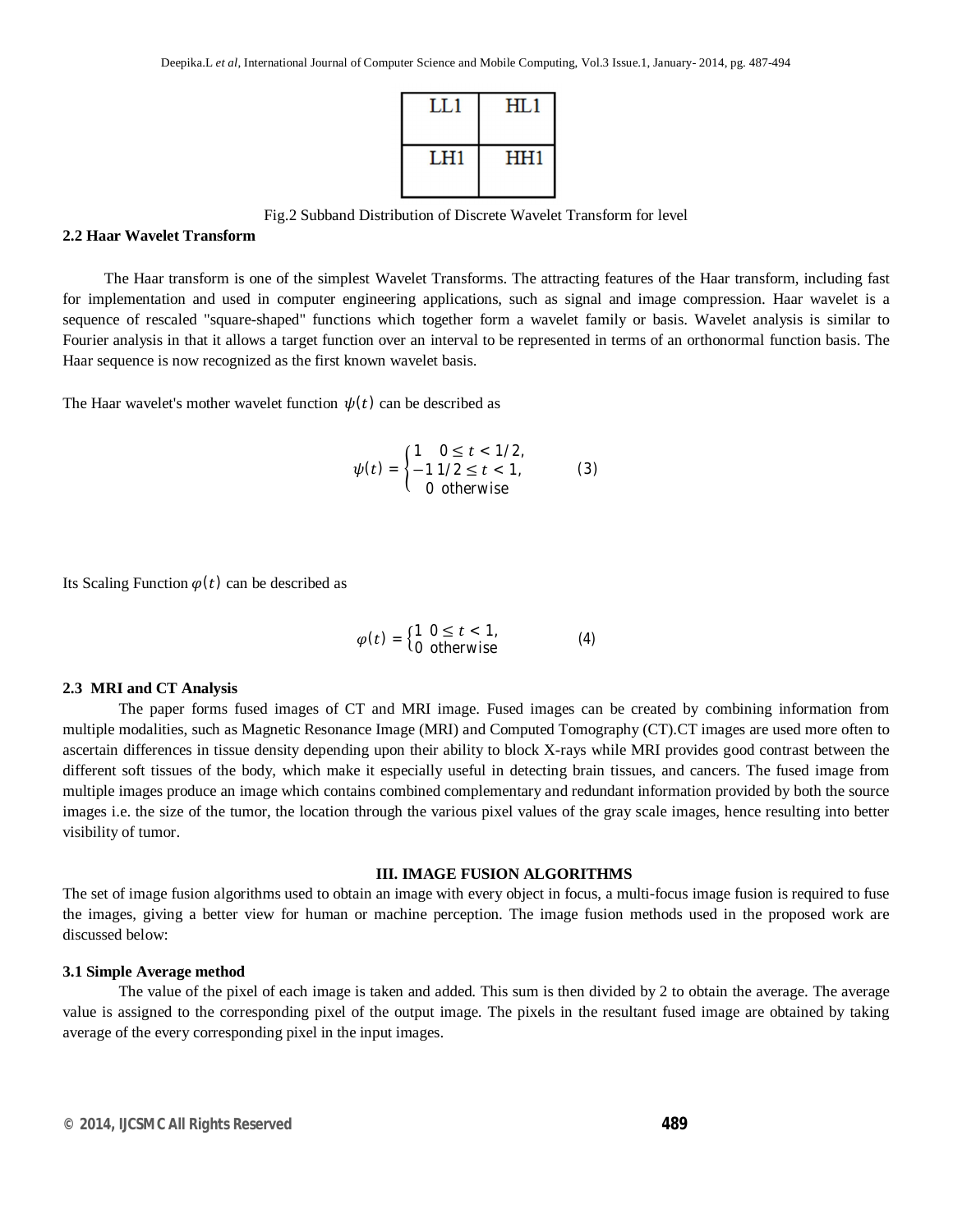| LL1 | HL1 |
| --- | --- |
| LH1 | HH1 |

Fig.2 Subband Distribution of Discrete Wavelet Transform for level

### 2.2 Haar Wavelet Transform

The Haar transform is one of the simplest Wavelet Transforms. The attracting features of the Haar transform, including fast for implementation and used in computer engineering applications, such as signal and image compression. Haar wavelet is a sequence of rescaled "square-shaped" functions which together form a wavelet family or basis. Wavelet analysis is similar to Fourier analysis in that it allows a target function over an interval to be represented in terms of an orthonormal function basis. The Haar sequence is now recognized as the first known wavelet basis.

The Haar wavelet's mother wavelet function $\psi(t)$ can be described as

$$\psi(t) = \begin{cases} 1 & 0 \leq t < 1/2, \\ -1 & 1/2 \leq t < 1, \\ 0 & \text{otherwise} \end{cases} \qquad (3)$$

Its Scaling Function $\varphi(t)$ can be described as

$$\varphi(t) = \begin{cases} 1 & 0 \leq t < 1, \\ 0 & \text{otherwise} \end{cases} \qquad (4)$$

### 2.3 MRI and CT Analysis

The paper forms fused images of CT and MRI image. Fused images can be created by combining information from multiple modalities, such as Magnetic Resonance Image (MRI) and Computed Tomography (CT).CT images are used more often to ascertain differences in tissue density depending upon their ability to block X-rays while MRI provides good contrast between the different soft tissues of the body, which make it especially useful in detecting brain tissues, and cancers. The fused image from multiple images produce an image which contains combined complementary and redundant information provided by both the source images i.e. the size of the tumor, the location through the various pixel values of the gray scale images, hence resulting into better visibility of tumor.

## III. IMAGE FUSION ALGORITHMS

The set of image fusion algorithms used to obtain an image with every object in focus, a multi-focus image fusion is required to fuse the images, giving a better view for human or machine perception. The image fusion methods used in the proposed work are discussed below:

### 3.1 Simple Average method

The value of the pixel of each image is taken and added. This sum is then divided by 2 to obtain the average. The average value is assigned to the corresponding pixel of the output image. The pixels in the resultant fused image are obtained by taking average of the every corresponding pixel in the input images.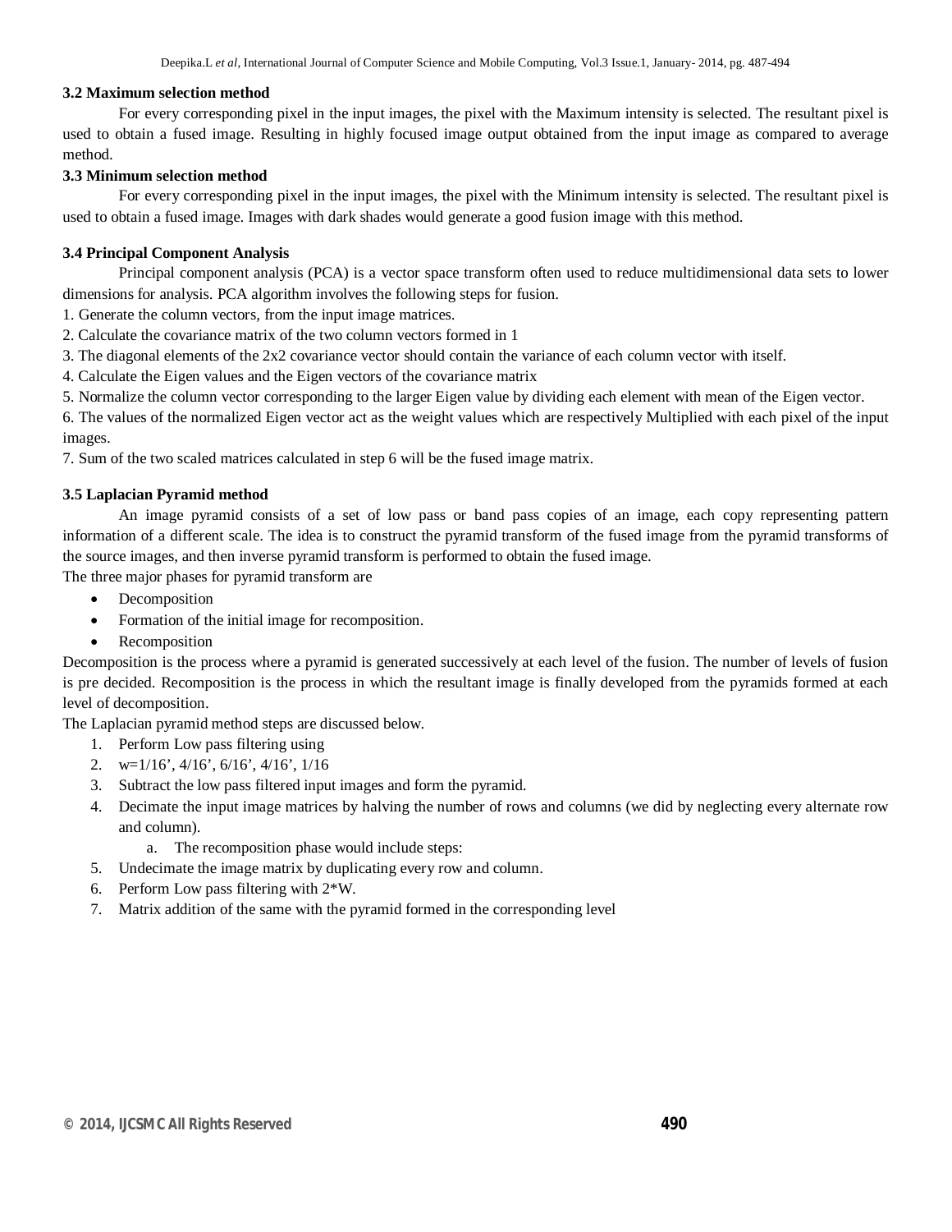### 3.2 Maximum selection method

For every corresponding pixel in the input images, the pixel with the Maximum intensity is selected. The resultant pixel is used to obtain a fused image. Resulting in highly focused image output obtained from the input image as compared to average method.

### 3.3 Minimum selection method

For every corresponding pixel in the input images, the pixel with the Minimum intensity is selected. The resultant pixel is used to obtain a fused image. Images with dark shades would generate a good fusion image with this method.

### 3.4 Principal Component Analysis

Principal component analysis (PCA) is a vector space transform often used to reduce multidimensional data sets to lower dimensions for analysis. PCA algorithm involves the following steps for fusion.

1. Generate the column vectors, from the input image matrices.
2. Calculate the covariance matrix of the two column vectors formed in 1
3. The diagonal elements of the 2x2 covariance vector should contain the variance of each column vector with itself.
4. Calculate the Eigen values and the Eigen vectors of the covariance matrix
5. Normalize the column vector corresponding to the larger Eigen value by dividing each element with mean of the Eigen vector.
6. The values of the normalized Eigen vector act as the weight values which are respectively Multiplied with each pixel of the input images.
7. Sum of the two scaled matrices calculated in step 6 will be the fused image matrix.

### 3.5 Laplacian Pyramid method

An image pyramid consists of a set of low pass or band pass copies of an image, each copy representing pattern information of a different scale. The idea is to construct the pyramid transform of the fused image from the pyramid transforms of the source images, and then inverse pyramid transform is performed to obtain the fused image.

The three major phases for pyramid transform are

- Decomposition
- Formation of the initial image for recomposition.
- Recomposition

Decomposition is the process where a pyramid is generated successively at each level of the fusion. The number of levels of fusion is pre decided. Recomposition is the process in which the resultant image is finally developed from the pyramids formed at each level of decomposition.

The Laplacian pyramid method steps are discussed below.

1. Perform Low pass filtering using
2. w=1/16', 4/16', 6/16', 4/16', 1/16
3. Subtract the low pass filtered input images and form the pyramid.
4. Decimate the input image matrices by halving the number of rows and columns (we did by neglecting every alternate row and column).
   a. The recomposition phase would include steps:
5. Undecimate the image matrix by duplicating every row and column.
6. Perform Low pass filtering with 2*W.
7. Matrix addition of the same with the pyramid formed in the corresponding level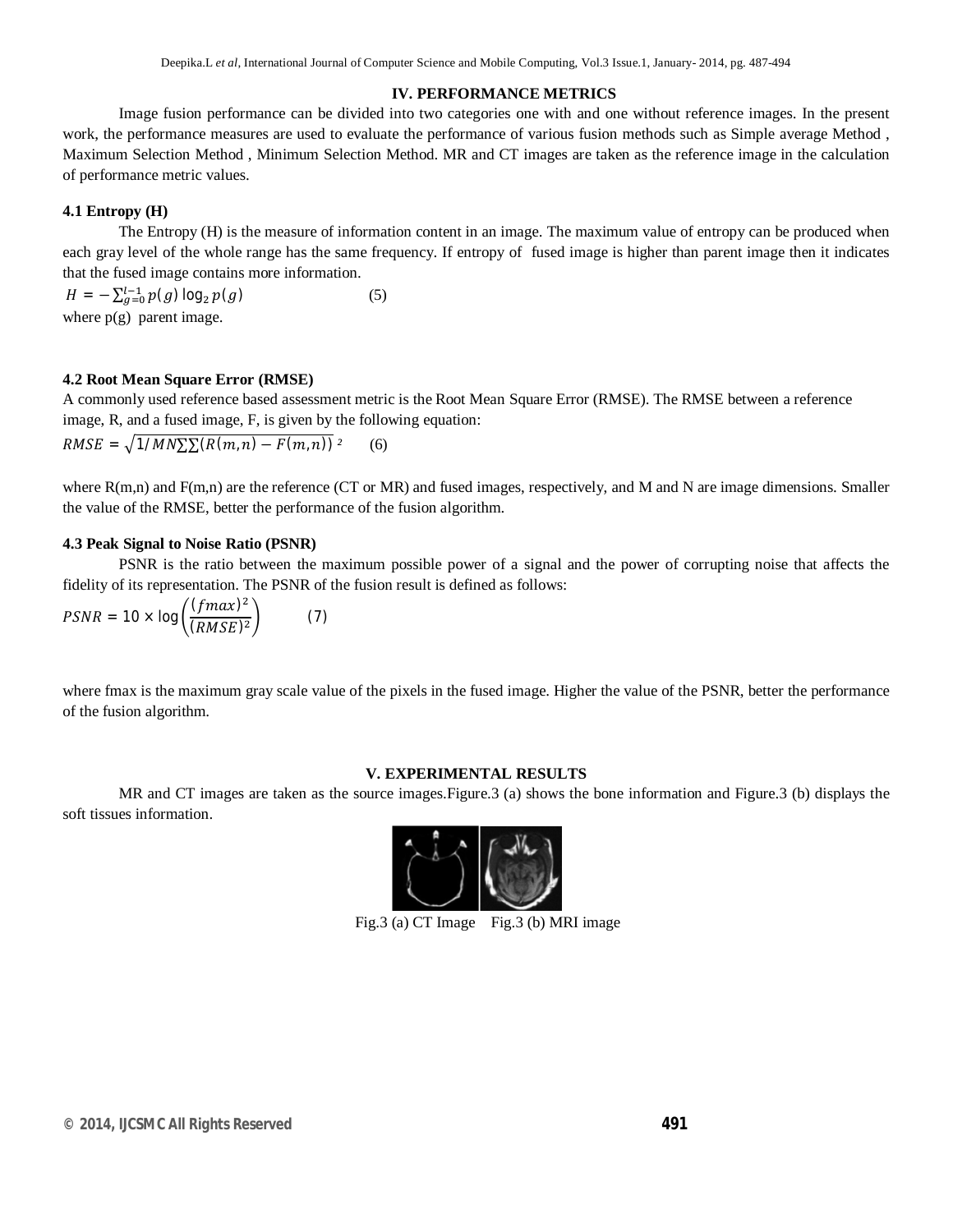## IV. PERFORMANCE METRICS

Image fusion performance can be divided into two categories one with and one without reference images. In the present work, the performance measures are used to evaluate the performance of various fusion methods such as Simple average Method , Maximum Selection Method , Minimum Selection Method. MR and CT images are taken as the reference image in the calculation of performance metric values.

### 4.1 Entropy (H)

The Entropy (H) is the measure of information content in an image. The maximum value of entropy can be produced when each gray level of the whole range has the same frequency. If entropy of fused image is higher than parent image then it indicates that the fused image contains more information.

$$H = -\sum_{g=0}^{l-1} p(g) \log_2 p(g) \quad (5)$$

where p(g) parent image.

### 4.2 Root Mean Square Error (RMSE)

A commonly used reference based assessment metric is the Root Mean Square Error (RMSE). The RMSE between a reference image, R, and a fused image, F, is given by the following equation:

$$RMSE = \sqrt{1/MN \sum\sum (R(m,n) - F(m,n))^2} \quad (6)$$

where R(m,n) and F(m,n) are the reference (CT or MR) and fused images, respectively, and M and N are image dimensions. Smaller the value of the RMSE, better the performance of the fusion algorithm.

### 4.3 Peak Signal to Noise Ratio (PSNR)

PSNR is the ratio between the maximum possible power of a signal and the power of corrupting noise that affects the fidelity of its representation. The PSNR of the fusion result is defined as follows:

$$PSNR = 10 \times \log\left(\frac{(fmax)^2}{(RMSE)^2}\right) \quad (7)$$

where fmax is the maximum gray scale value of the pixels in the fused image. Higher the value of the PSNR, better the performance of the fusion algorithm.

## V. EXPERIMENTAL RESULTS

MR and CT images are taken as the source images.Figure.3 (a) shows the bone information and Figure.3 (b) displays the soft tissues information.

Fig.3 (a) CT Image Fig.3 (b) MRI image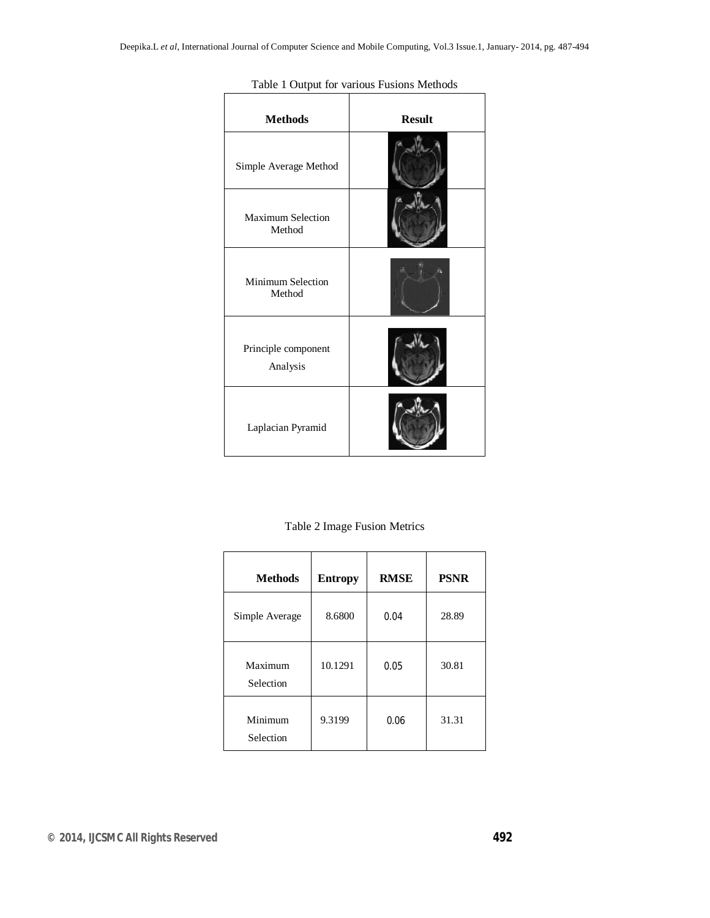Table 1 Output for various Fusions Methods

| Methods | Result |
| --- | --- |
| Simple Average Method | |
| Maximum Selection Method | |
| Minimum Selection Method | |
| Principle component Analysis | |
| Laplacian Pyramid | |

Table 2 Image Fusion Metrics

| Methods | Entropy | RMSE | PSNR |
| --- | --- | --- | --- |
| Simple Average | 8.6800 | 0.04 | 28.89 |
| Maximum Selection | 10.1291 | 0.05 | 30.81 |
| Minimum Selection | 9.3199 | 0.06 | 31.31 |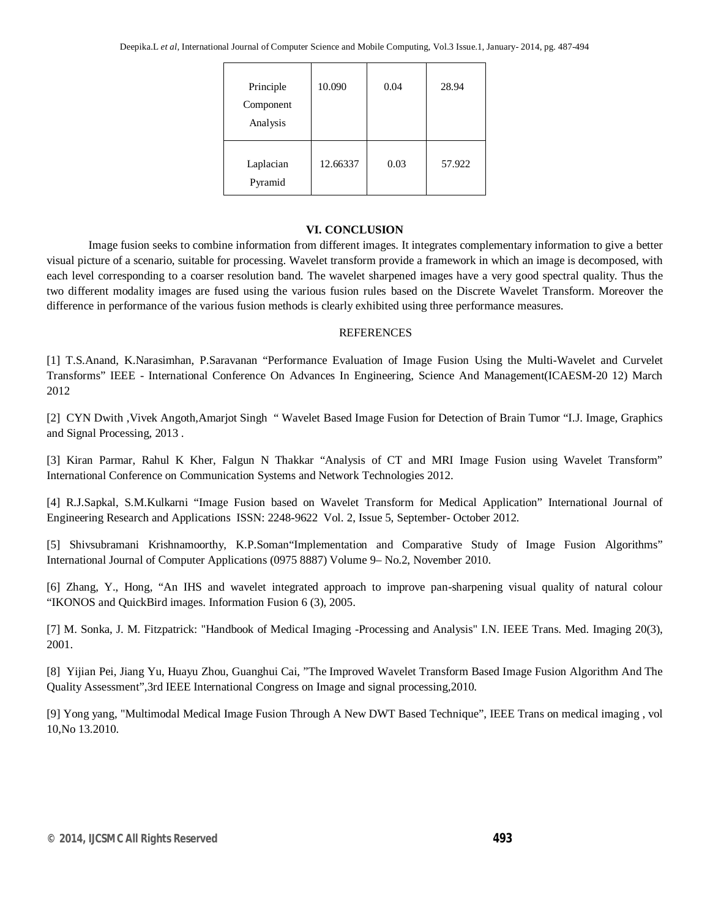| Principle Component Analysis | 10.090 | 0.04 | 28.94 |
|---|---|---|---|
| Laplacian Pyramid | 12.66337 | 0.03 | 57.922 |

## VI. CONCLUSION

Image fusion seeks to combine information from different images. It integrates complementary information to give a better visual picture of a scenario, suitable for processing. Wavelet transform provide a framework in which an image is decomposed, with each level corresponding to a coarser resolution band. The wavelet sharpened images have a very good spectral quality. Thus the two different modality images are fused using the various fusion rules based on the Discrete Wavelet Transform. Moreover the difference in performance of the various fusion methods is clearly exhibited using three performance measures.

## REFERENCES

[1] T.S.Anand, K.Narasimhan, P.Saravanan "Performance Evaluation of Image Fusion Using the Multi-Wavelet and Curvelet Transforms" IEEE - International Conference On Advances In Engineering, Science And Management(ICAESM-20 12) March 2012

[2] CYN Dwith ,Vivek Angoth,Amarjot Singh " Wavelet Based Image Fusion for Detection of Brain Tumor "I.J. Image, Graphics and Signal Processing, 2013 .

[3] Kiran Parmar, Rahul K Kher, Falgun N Thakkar "Analysis of CT and MRI Image Fusion using Wavelet Transform" International Conference on Communication Systems and Network Technologies 2012.

[4] R.J.Sapkal, S.M.Kulkarni "Image Fusion based on Wavelet Transform for Medical Application" International Journal of Engineering Research and Applications ISSN: 2248-9622 Vol. 2, Issue 5, September- October 2012.

[5] Shivsubramani Krishnamoorthy, K.P.Soman"Implementation and Comparative Study of Image Fusion Algorithms" International Journal of Computer Applications (0975 8887) Volume 9– No.2, November 2010.

[6] Zhang, Y., Hong, "An IHS and wavelet integrated approach to improve pan-sharpening visual quality of natural colour "IKONOS and QuickBird images. Information Fusion 6 (3), 2005.

[7] M. Sonka, J. M. Fitzpatrick: "Handbook of Medical Imaging -Processing and Analysis" I.N. IEEE Trans. Med. Imaging 20(3), 2001.

[8] Yijian Pei, Jiang Yu, Huayu Zhou, Guanghui Cai, "The Improved Wavelet Transform Based Image Fusion Algorithm And The Quality Assessment",3rd IEEE International Congress on Image and signal processing,2010.

[9] Yong yang, "Multimodal Medical Image Fusion Through A New DWT Based Technique", IEEE Trans on medical imaging , vol 10,No 13.2010.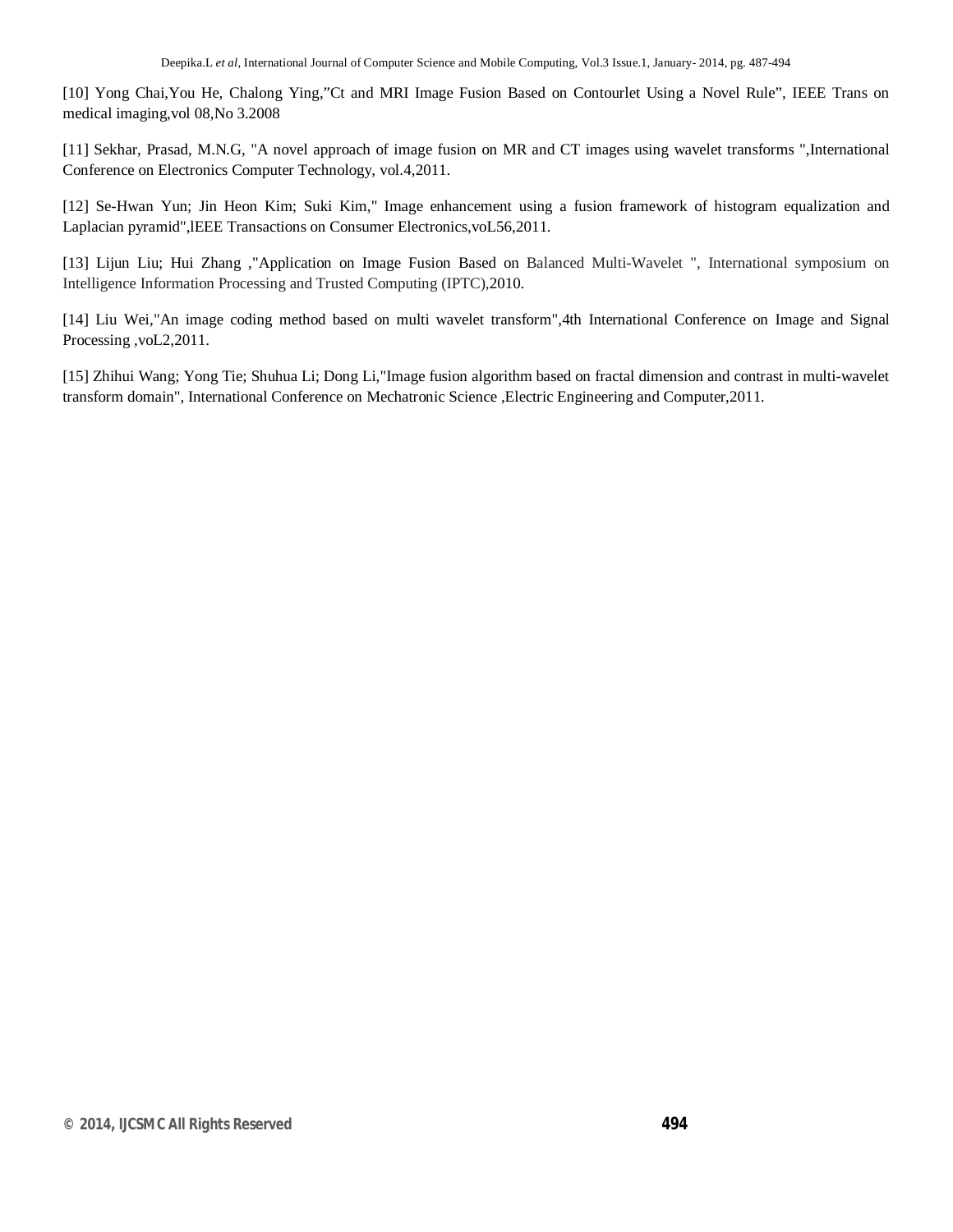[10] Yong Chai,You He, Chalong Ying,”Ct and MRI Image Fusion Based on Contourlet Using a Novel Rule”, IEEE Trans on medical imaging,vol 08,No 3.2008

[11] Sekhar, Prasad, M.N.G, "A novel approach of image fusion on MR and CT images using wavelet transforms ",International Conference on Electronics Computer Technology, vol.4,2011.

[12] Se-Hwan Yun; Jin Heon Kim; Suki Kim," Image enhancement using a fusion framework of histogram equalization and Laplacian pyramid",lEEE Transactions on Consumer Electronics,voL56,2011.

[13] Lijun Liu; Hui Zhang ,"Application on Image Fusion Based on Balanced Multi-Wavelet ", International symposium on Intelligence Information Processing and Trusted Computing (IPTC),2010.

[14] Liu Wei,"An image coding method based on multi wavelet transform",4th International Conference on Image and Signal Processing ,voL2,2011.

[15] Zhihui Wang; Yong Tie; Shuhua Li; Dong Li,"Image fusion algorithm based on fractal dimension and contrast in multi-wavelet transform domain", International Conference on Mechatronic Science ,Electric Engineering and Computer,2011.